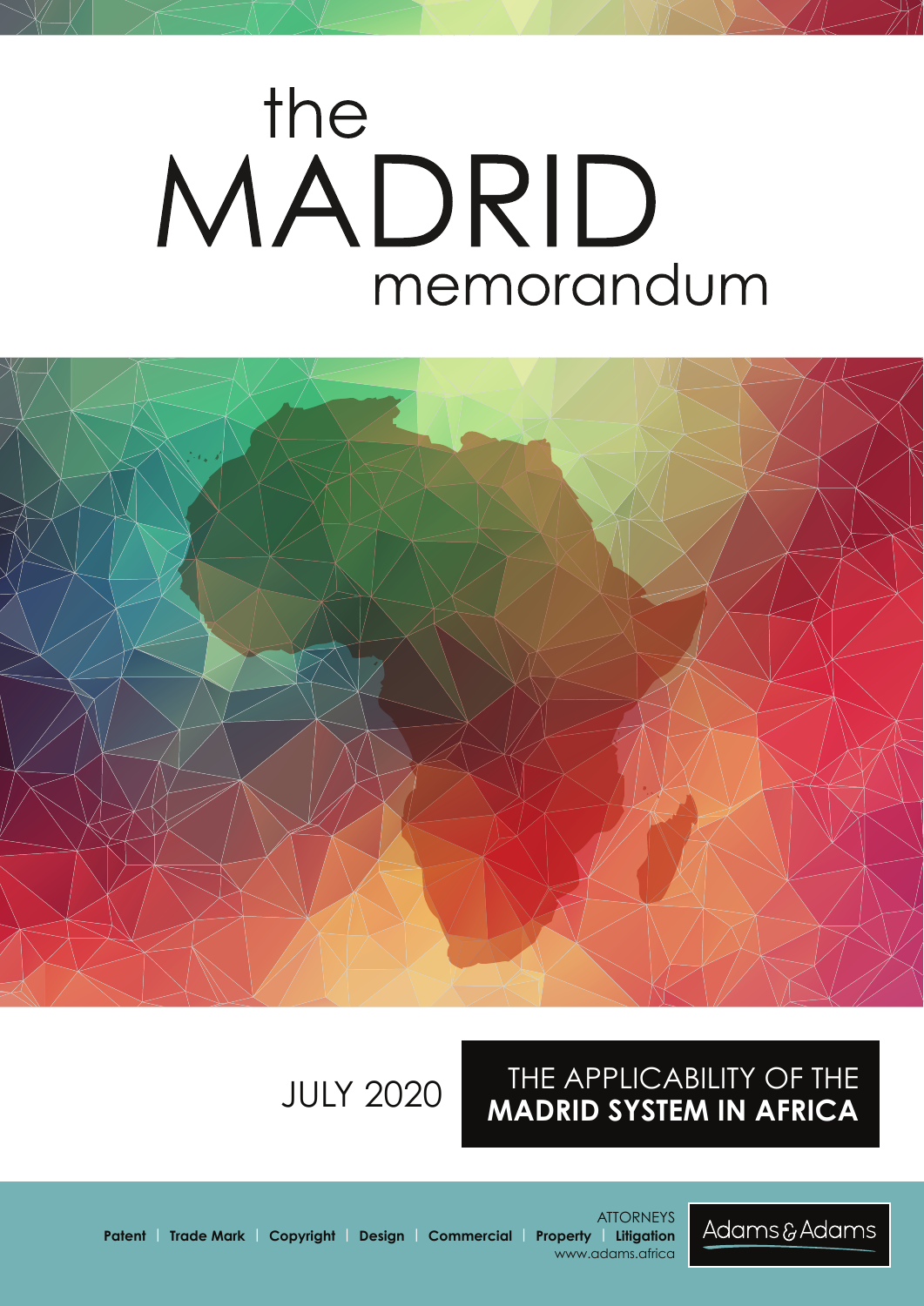# the MADRID memorandum

JULY 2020

## THE APPLICABILITY OF THE **MADRID SYSTEM IN AFRICA**

**Patent** | **Trade Mark** | **Copyright** | **Design** | **Commercial** | **Property** | **Litigation**

ATTORNEYS

www.adams.africa

Adams & Adams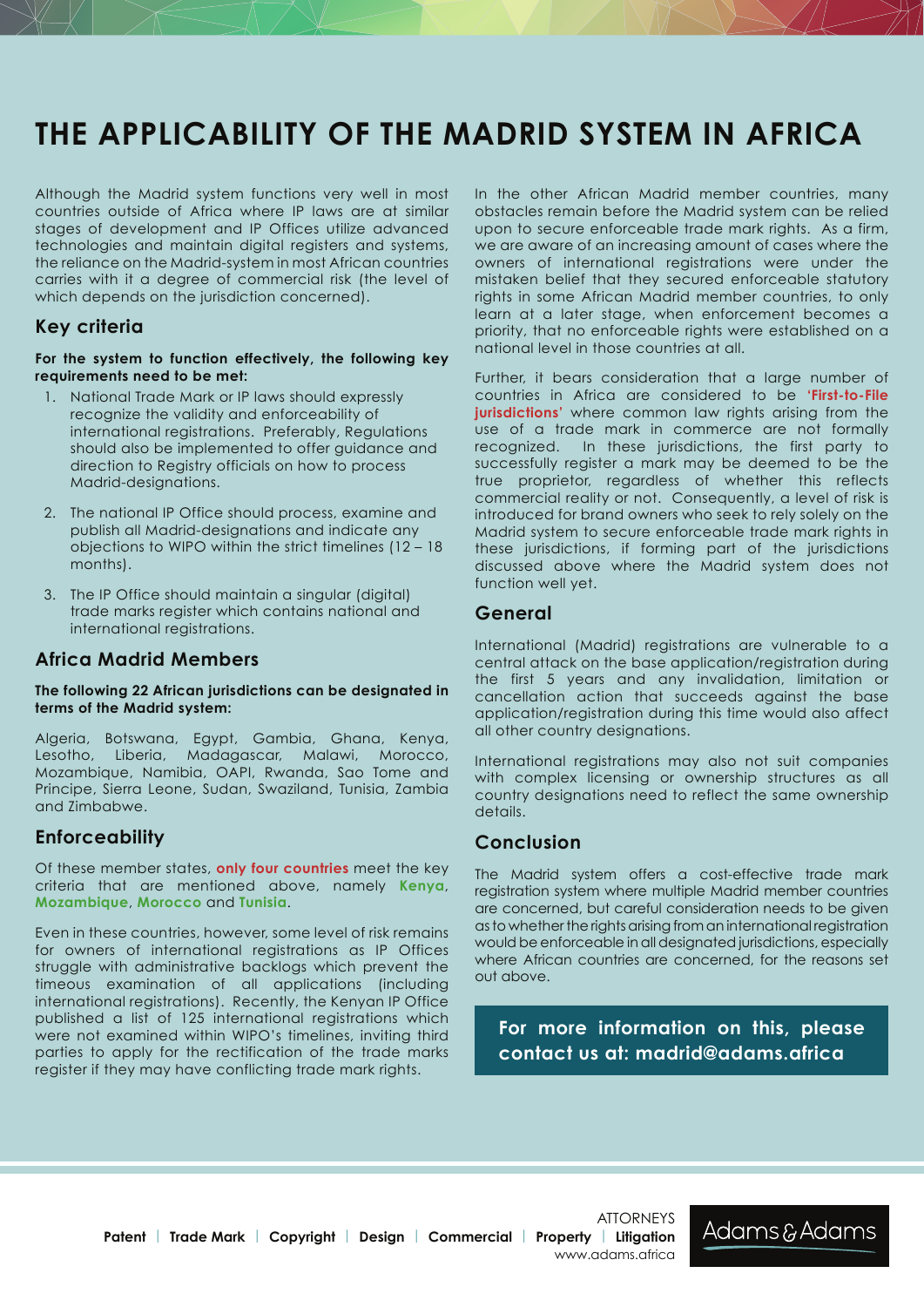# THE APPLICABILITY OF THE MADRID SYSTEM IN AFRICA

Although the Madrid system functions very well in most countries outside of Africa where IP laws are at similar stages of development and IP Offices utilize advanced technologies and maintain digital registers and systems, the reliance on the Madrid-system in most African countries carries with it a degree of commercial risk (the level of which depends on the jurisdiction concerned).

## Key criteria

**For the system to function effectively, the following key requirements need to be met:**

1. National Trade Mark or IP laws should expressly recognize the validity and enforceability of international registrations. Preferably, Regulations should also be implemented to offer guidance and direction to Registry officials on how to process Madrid-designations.
2. The national IP Office should process, examine and publish all Madrid-designations and indicate any objections to WIPO within the strict timelines (12 – 18 months).
3. The IP Office should maintain a singular (digital) trade marks register which contains national and international registrations.

## Africa Madrid Members

**The following 22 African jurisdictions can be designated in terms of the Madrid system:**

Algeria, Botswana, Egypt, Gambia, Ghana, Kenya, Lesotho, Liberia, Madagascar, Malawi, Morocco, Mozambique, Namibia, OAPI, Rwanda, Sao Tome and Principe, Sierra Leone, Sudan, Swaziland, Tunisia, Zambia and Zimbabwe.

## Enforceability

Of these member states, **only four countries** meet the key criteria that are mentioned above, namely **Kenya**, **Mozambique**, **Morocco** and **Tunisia**.

Even in these countries, however, some level of risk remains for owners of international registrations as IP Offices struggle with administrative backlogs which prevent the timeous examination of all applications (including international registrations). Recently, the Kenyan IP Office published a list of 125 international registrations which were not examined within WIPO's timelines, inviting third parties to apply for the rectification of the trade marks register if they may have conflicting trade mark rights.

In the other African Madrid member countries, many obstacles remain before the Madrid system can be relied upon to secure enforceable trade mark rights. As a firm, we are aware of an increasing amount of cases where the owners of international registrations were under the mistaken belief that they secured enforceable statutory rights in some African Madrid member countries, to only learn at a later stage, when enforcement becomes a priority, that no enforceable rights were established on a national level in those countries at all.

Further, it bears consideration that a large number of countries in Africa are considered to be **'First-to-File jurisdictions'** where common law rights arising from the use of a trade mark in commerce are not formally recognized. In these jurisdictions, the first party to successfully register a mark may be deemed to be the true proprietor, regardless of whether this reflects commercial reality or not. Consequently, a level of risk is introduced for brand owners who seek to rely solely on the Madrid system to secure enforceable trade mark rights in these jurisdictions, if forming part of the jurisdictions discussed above where the Madrid system does not function well yet.

## General

International (Madrid) registrations are vulnerable to a central attack on the base application/registration during the first 5 years and any invalidation, limitation or cancellation action that succeeds against the base application/registration during this time would also affect all other country designations.

International registrations may also not suit companies with complex licensing or ownership structures as all country designations need to reflect the same ownership details.

## Conclusion

The Madrid system offers a cost-effective trade mark registration system where multiple Madrid member countries are concerned, but careful consideration needs to be given as to whether the rights arising from an international registration would be enforceable in all designated jurisdictions, especially where African countries are concerned, for the reasons set out above.

**For more information on this, please contact us at: madrid@adams.africa**

ATTORNEYS
Patent | Trade Mark | Copyright | Design | Commercial | Property | Litigation
www.adams.africa

Adams & Adams